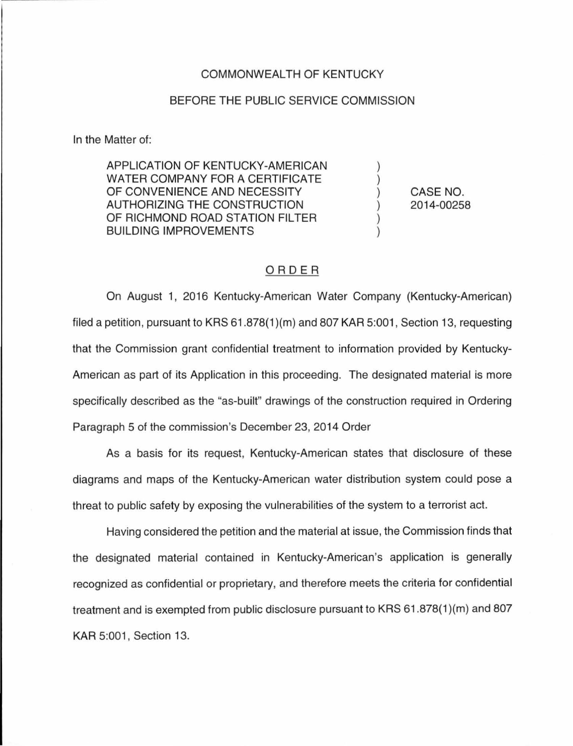COMMONWEALTH OF KENTUCKY

BEFORE THE PUBLIC SERVICE COMMISSION

In the Matter of:

| | | |
|---|---|---|
| APPLICATION OF KENTUCKY-AMERICAN WATER COMPANY FOR A CERTIFICATE OF CONVENIENCE AND NECESSITY AUTHORIZING THE CONSTRUCTION OF RICHMOND ROAD STATION FILTER BUILDING IMPROVEMENTS | ) ) ) ) ) ) | CASE NO. 2014-00258 |

## ORDER

On August 1, 2016 Kentucky-American Water Company (Kentucky-American) filed a petition, pursuant to KRS 61.878(1)(m) and 807 KAR 5:001, Section 13, requesting that the Commission grant confidential treatment to information provided by Kentucky-American as part of its Application in this proceeding. The designated material is more specifically described as the "as-built" drawings of the construction required in Ordering Paragraph 5 of the commission's December 23, 2014 Order

As a basis for its request, Kentucky-American states that disclosure of these diagrams and maps of the Kentucky-American water distribution system could pose a threat to public safety by exposing the vulnerabilities of the system to a terrorist act.

Having considered the petition and the material at issue, the Commission finds that the designated material contained in Kentucky-American's application is generally recognized as confidential or proprietary, and therefore meets the criteria for confidential treatment and is exempted from public disclosure pursuant to KRS 61.878(1)(m) and 807 KAR 5:001, Section 13.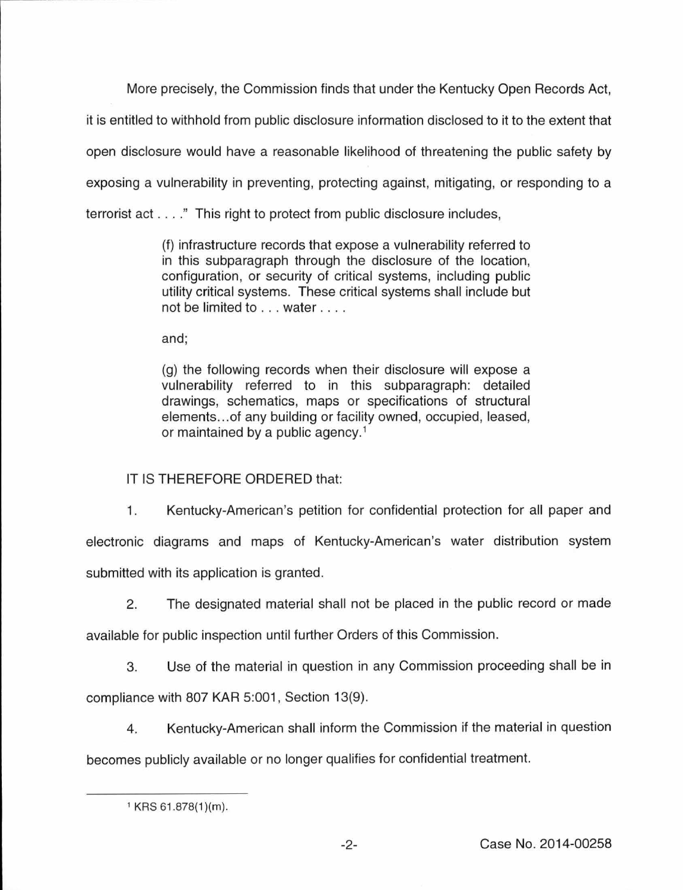More precisely, the Commission finds that under the Kentucky Open Records Act, it is entitled to withhold from public disclosure information disclosed to it to the extent that open disclosure would have a reasonable likelihood of threatening the public safety by exposing a vulnerability in preventing, protecting against, mitigating, or responding to a terrorist act . . . ." This right to protect from public disclosure includes,

> (f) infrastructure records that expose a vulnerability referred to in this subparagraph through the disclosure of the location, configuration, or security of critical systems, including public utility critical systems. These critical systems shall include but not be limited to . . . water . . . .
>
> and;
>
> (g) the following records when their disclosure will expose a vulnerability referred to in this subparagraph: detailed drawings, schematics, maps or specifications of structural elements...of any building or facility owned, occupied, leased, or maintained by a public agency.[1]

IT IS THEREFORE ORDERED that:

1. Kentucky-American's petition for confidential protection for all paper and electronic diagrams and maps of Kentucky-American's water distribution system submitted with its application is granted.

2. The designated material shall not be placed in the public record or made available for public inspection until further Orders of this Commission.

3. Use of the material in question in any Commission proceeding shall be in compliance with 807 KAR 5:001, Section 13(9).

4. Kentucky-American shall inform the Commission if the material in question becomes publicly available or no longer qualifies for confidential treatment.

---

[1] KRS 61.878(1)(m).

Case No. 2014-00258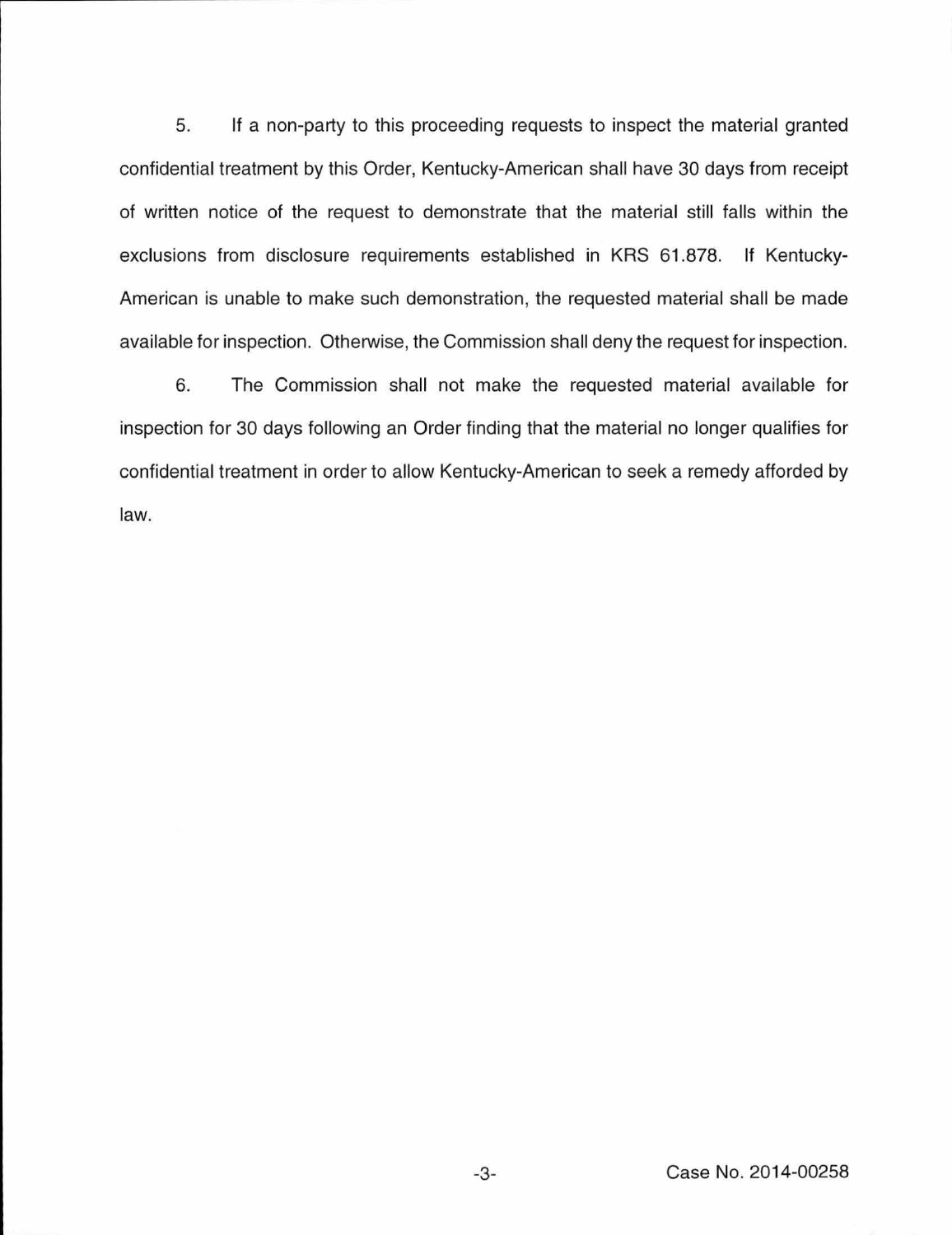5. If a non-party to this proceeding requests to inspect the material granted confidential treatment by this Order, Kentucky-American shall have 30 days from receipt of written notice of the request to demonstrate that the material still falls within the exclusions from disclosure requirements established in KRS 61.878. If Kentucky-American is unable to make such demonstration, the requested material shall be made available for inspection. Otherwise, the Commission shall deny the request for inspection.

6. The Commission shall not make the requested material available for inspection for 30 days following an Order finding that the material no longer qualifies for confidential treatment in order to allow Kentucky-American to seek a remedy afforded by law.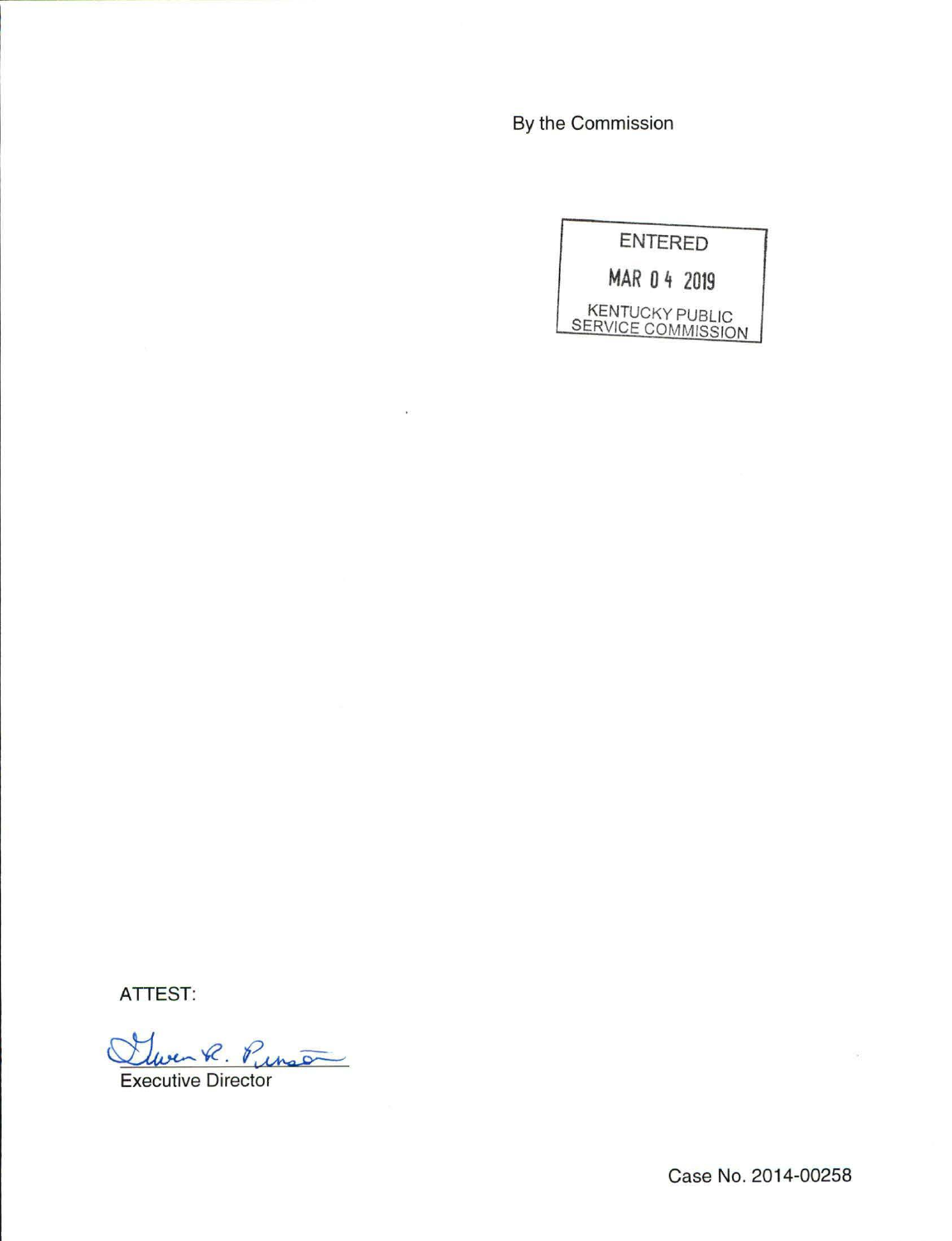By the Commission

ENTERED

MAR 04 2019

KENTUCKY PUBLIC SERVICE COMMISSION

ATTEST:

Gwen R. Pinson

Executive Director

Case No. 2014-00258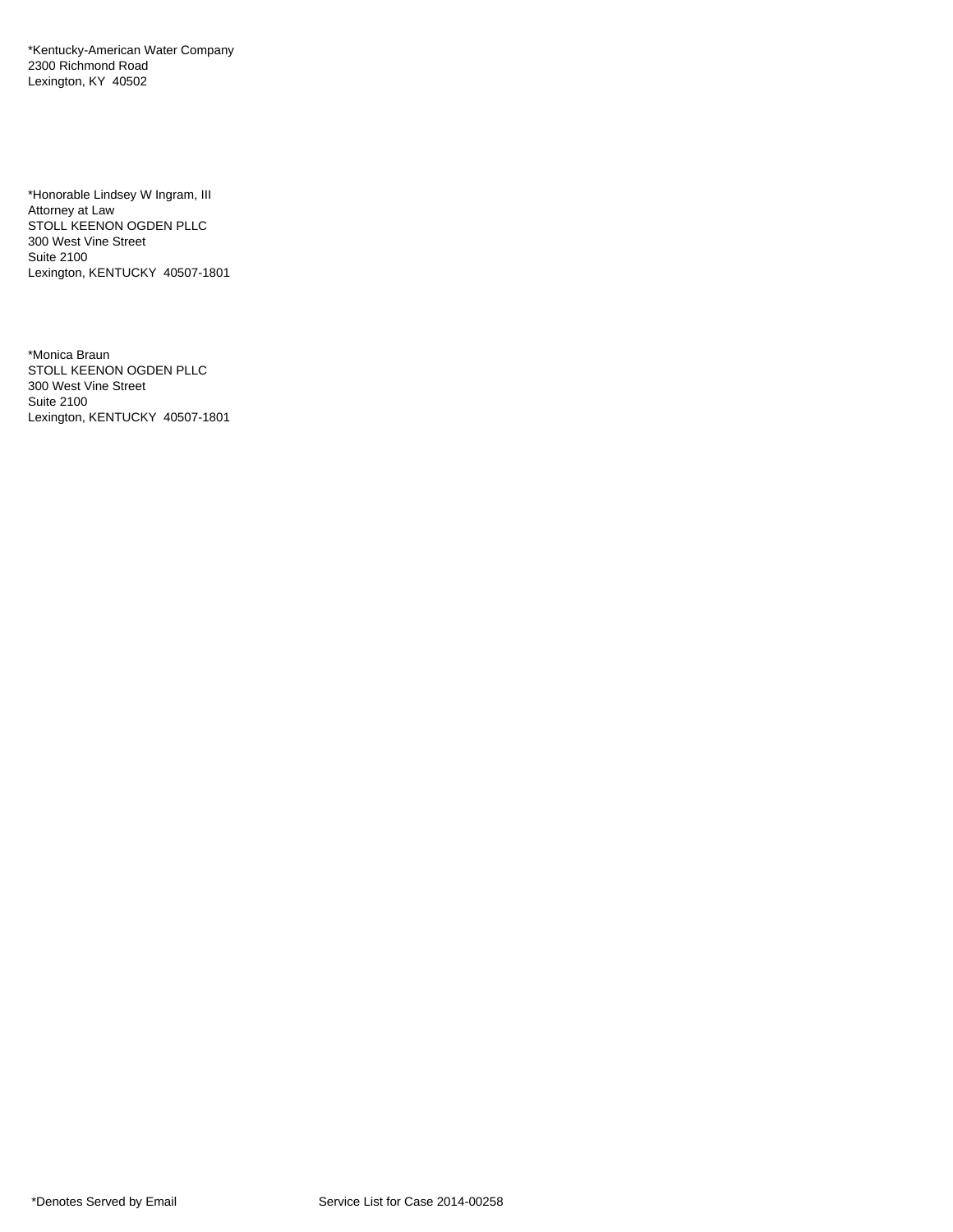*Kentucky-American Water Company
2300 Richmond Road
Lexington, KY  40502

*Honorable Lindsey W Ingram, III
Attorney at Law
STOLL KEENON OGDEN PLLC
300 West Vine Street
Suite 2100
Lexington, KENTUCKY  40507-1801

*Monica Braun
STOLL KEENON OGDEN PLLC
300 West Vine Street
Suite 2100
Lexington, KENTUCKY  40507-1801

*Denotes Served by Email

Service List for Case 2014-00258